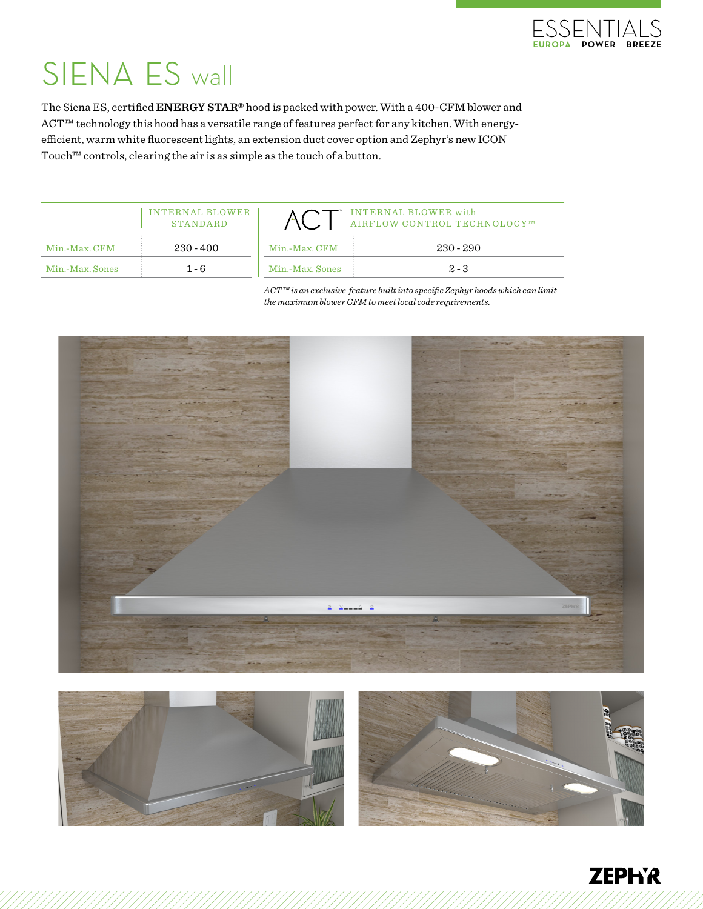ESSENTIALS

EUROPA POWER BREEZE

# SIENA ES wall

The Siena ES, certified **ENERGY STAR®** hood is packed with power. With a 400-CFM blower and ACT™ technology this hood has a versatile range of features perfect for any kitchen. With energy-efficient, warm white fluorescent lights, an extension duct cover option and Zephyr's new ICON Touch™ controls, clearing the air is as simple as the touch of a button.

| | INTERNAL BLOWER STANDARD | ACT™ | INTERNAL BLOWER with AIRFLOW CONTROL TECHNOLOGY™ |
|---|---|---|---|
| Min.-Max. CFM | 230 - 400 | Min.-Max. CFM | 230 - 290 |
| Min.-Max. Sones | 1 - 6 | Min.-Max. Sones | 2 - 3 |

*ACT™ is an exclusive feature built into specific Zephyr hoods which can limit the maximum blower CFM to meet local code requirements.*

ZEPHYR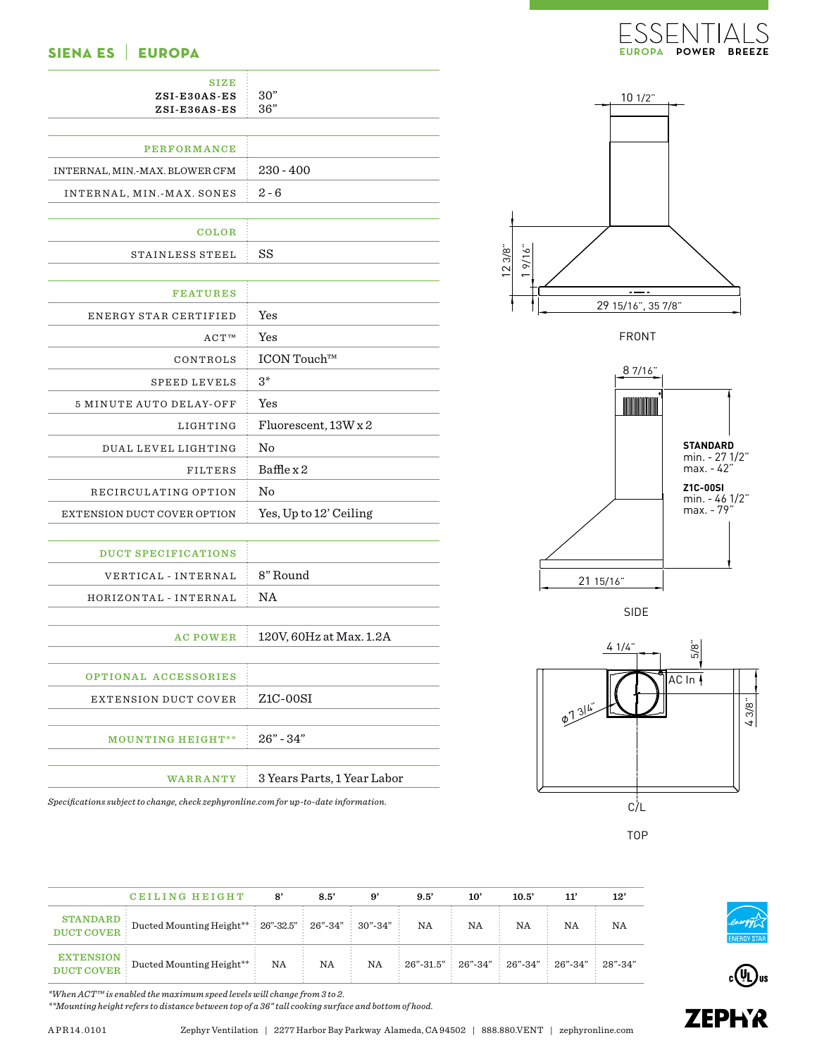## SIENA ES | EUROPA

ESSENTIALS
EUROPA POWER BREEZE

| | |
|---|---|
| **SIZE** | |
| ZSI-E30AS-ES | 30" |
| ZSI-E36AS-ES | 36" |
| **PERFORMANCE** | |
| INTERNAL, MIN.-MAX. BLOWER CFM | 230 - 400 |
| INTERNAL, MIN.-MAX. SONES | 2 - 6 |
| **COLOR** | |
| STAINLESS STEEL | SS |
| **FEATURES** | |
| ENERGY STAR CERTIFIED | Yes |
| ACT™ | Yes |
| CONTROLS | ICON Touch™ |
| SPEED LEVELS | 3* |
| 5 MINUTE AUTO DELAY-OFF | Yes |
| LIGHTING | Fluorescent, 13W x 2 |
| DUAL LEVEL LIGHTING | No |
| FILTERS | Baffle x 2 |
| RECIRCULATING OPTION | No |
| EXTENSION DUCT COVER OPTION | Yes, Up to 12' Ceiling |
| **DUCT SPECIFICATIONS** | |
| VERTICAL - INTERNAL | 8" Round |
| HORIZONTAL - INTERNAL | NA |
| **AC POWER** | 120V, 60Hz at Max. 1.2A |
| **OPTIONAL ACCESSORIES** | |
| EXTENSION DUCT COVER | Z1C-00SI |
| **MOUNTING HEIGHT**** | 26" - 34" |
| **WARRANTY** | 3 Years Parts, 1 Year Labor |

*Specifications subject to change, check zephyronline.com for up-to-date information.*

10 1/2"
12 3/8"
1 9/16"
29 15/16", 35 7/8"
FRONT

8 7/16"
STANDARD
min. - 27 1/2"
max. - 42"
Z1C-00SI
min. - 46 1/2"
max. - 79"
21 15/16"
SIDE

4 1/4"
5/8"
AC In
Ø7 3/4"
4 3/8"
C/L
TOP

| | CEILING HEIGHT | 8' | 8.5' | 9' | 9.5' | 10' | 10.5' | 11' | 12' |
|---|---|---|---|---|---|---|---|---|---|
| **STANDARD DUCT COVER** | Ducted Mounting Height** | 26"-32.5" | 26"-34" | 30"-34" | NA | NA | NA | NA | NA |
| **EXTENSION DUCT COVER** | Ducted Mounting Height** | NA | NA | NA | 26"-31.5" | 26"-34" | 26"-34" | 26"-34" | 28"-34" |

*\*When ACT™ is enabled the maximum speed levels will change from 3 to 2.*
*\*\*Mounting height refers to distance between top of a 36" tall cooking surface and bottom of hood.*

APR14.0101 Zephyr Ventilation | 2277 Harbor Bay Parkway Alameda, CA 94502 | 888.880.VENT | zephyronline.com

ENERGY STAR
ZEPHYR